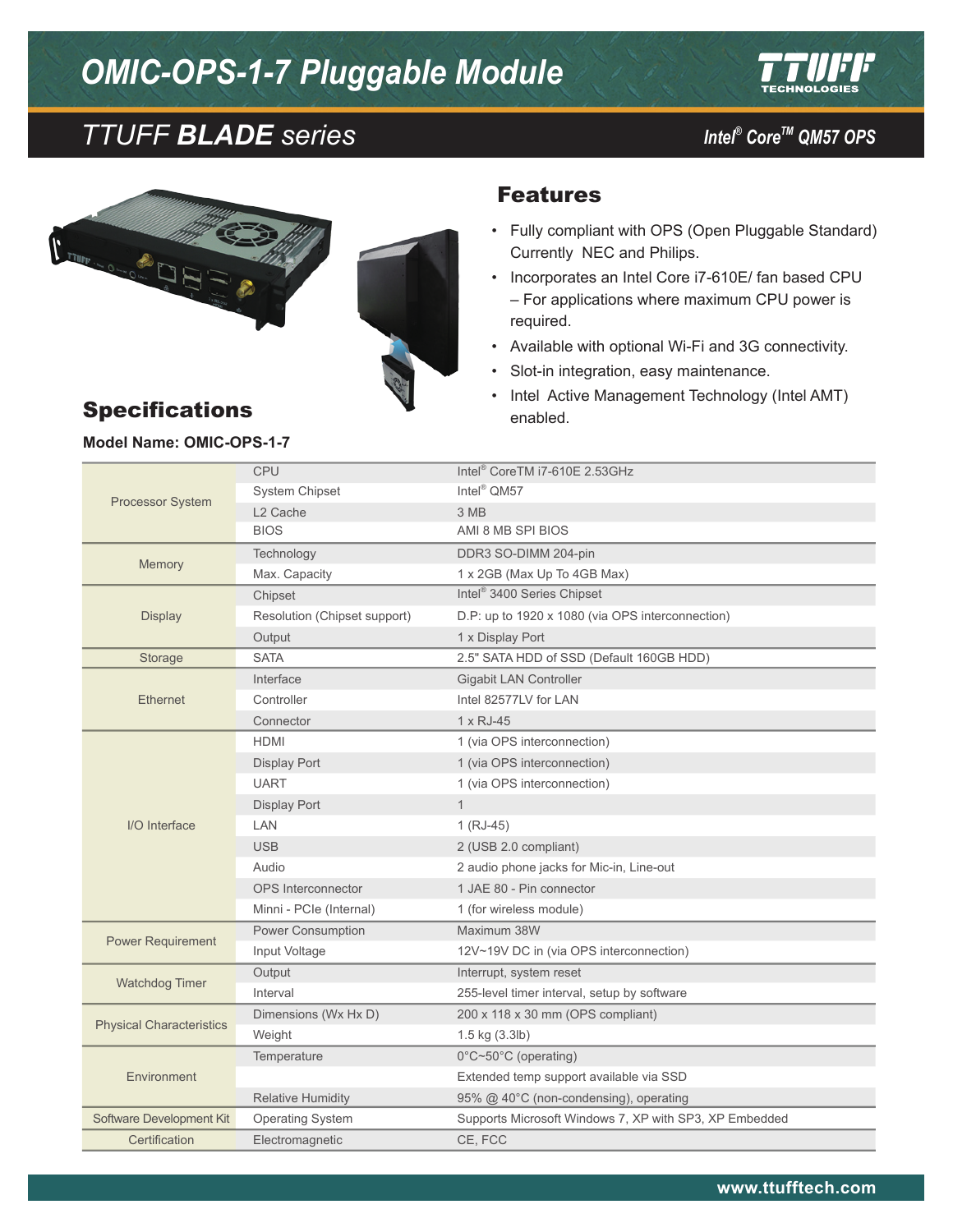# OMIC-OPS-1-7 Pluggable Module

## TTUFF **BLADE** series

**Intel® Core™ QM57 OPS**

## Features

- Fully compliant with OPS (Open Pluggable Standard) Currently NEC and Philips.
- Incorporates an Intel Core i7-610E/ fan based CPU – For applications where maximum CPU power is required.
- Available with optional Wi-Fi and 3G connectivity.
- Slot-in integration, easy maintenance.
- Intel Active Management Technology (Intel AMT) enabled.

## Specifications

**Model Name: OMIC-OPS-1-7**

| | | |
|---|---|---|
| Processor System | CPU | Intel® CoreTM i7-610E 2.53GHz |
| | System Chipset | Intel® QM57 |
| | L2 Cache | 3 MB |
| | BIOS | AMI 8 MB SPI BIOS |
| Memory | Technology | DDR3 SO-DIMM 204-pin |
| | Max. Capacity | 1 x 2GB (Max Up To 4GB Max) |
| Display | Chipset | Intel® 3400 Series Chipset |
| | Resolution (Chipset support) | D.P: up to 1920 x 1080 (via OPS interconnection) |
| | Output | 1 x Display Port |
| Storage | SATA | 2.5" SATA HDD of SSD (Default 160GB HDD) |
| Ethernet | Interface | Gigabit LAN Controller |
| | Controller | Intel 82577LV for LAN |
| | Connector | 1 x RJ-45 |
| I/O Interface | HDMI | 1 (via OPS interconnection) |
| | Display Port | 1 (via OPS interconnection) |
| | UART | 1 (via OPS interconnection) |
| | Display Port | 1 |
| | LAN | 1 (RJ-45) |
| | USB | 2 (USB 2.0 compliant) |
| | Audio | 2 audio phone jacks for Mic-in, Line-out |
| | OPS Interconnector | 1 JAE 80 - Pin connector |
| | Minni - PCIe (Internal) | 1 (for wireless module) |
| Power Requirement | Power Consumption | Maximum 38W |
| | Input Voltage | 12V~19V DC in (via OPS interconnection) |
| Watchdog Timer | Output | Interrupt, system reset |
| | Interval | 255-level timer interval, setup by software |
| Physical Characteristics | Dimensions (Wx Hx D) | 200 x 118 x 30 mm (OPS compliant) |
| | Weight | 1.5 kg (3.3lb) |
| Environment | Temperature | 0°C~50°C (operating) |
| | | Extended temp support available via SSD |
| | Relative Humidity | 95% @ 40°C (non-condensing), operating |
| Software Development Kit | Operating System | Supports Microsoft Windows 7, XP with SP3, XP Embedded |
| Certification | Electromagnetic | CE, FCC |

www.ttufftech.com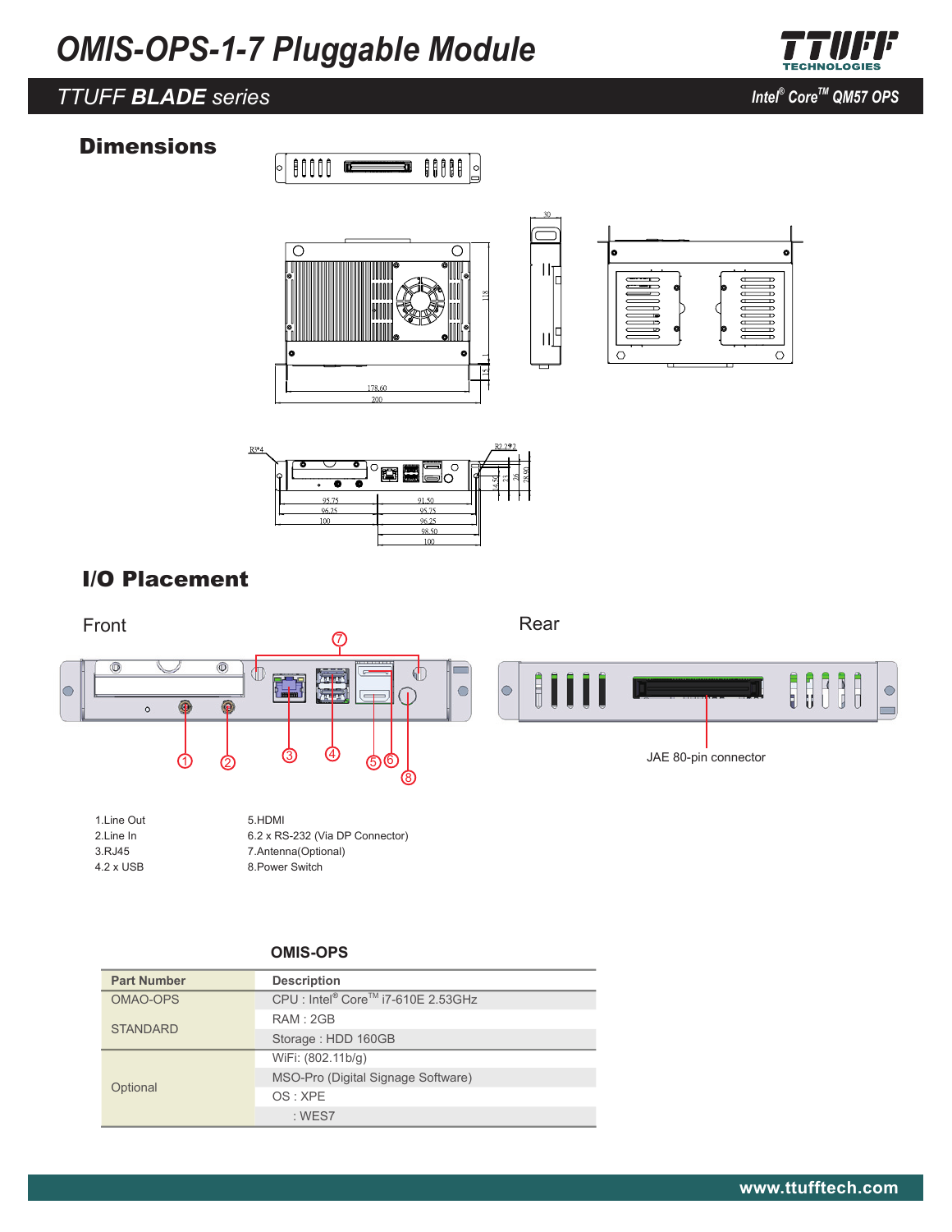# OMIS-OPS-1-7 Pluggable Module

*TTUFF **BLADE** series*

Intel® Core™ QM57 OPS

## Dimensions

## I/O Placement

Front

Rear

JAE 80-pin connector

1.Line Out
2.Line In
3.RJ45
4.2 x USB
5.HDMI
6.2 x RS-232 (Via DP Connector)
7.Antenna(Optional)
8.Power Switch

### OMIS-OPS

| Part Number | Description |
|---|---|
| OMAO-OPS | CPU : Intel® Core™ i7-610E 2.53GHz |
| STANDARD | RAM : 2GB |
| | Storage : HDD 160GB |
| Optional | WiFi: (802.11b/g) |
| | MSO-Pro (Digital Signage Software) |
| | OS : XPE |
| | : WES7 |

www.ttufftech.com